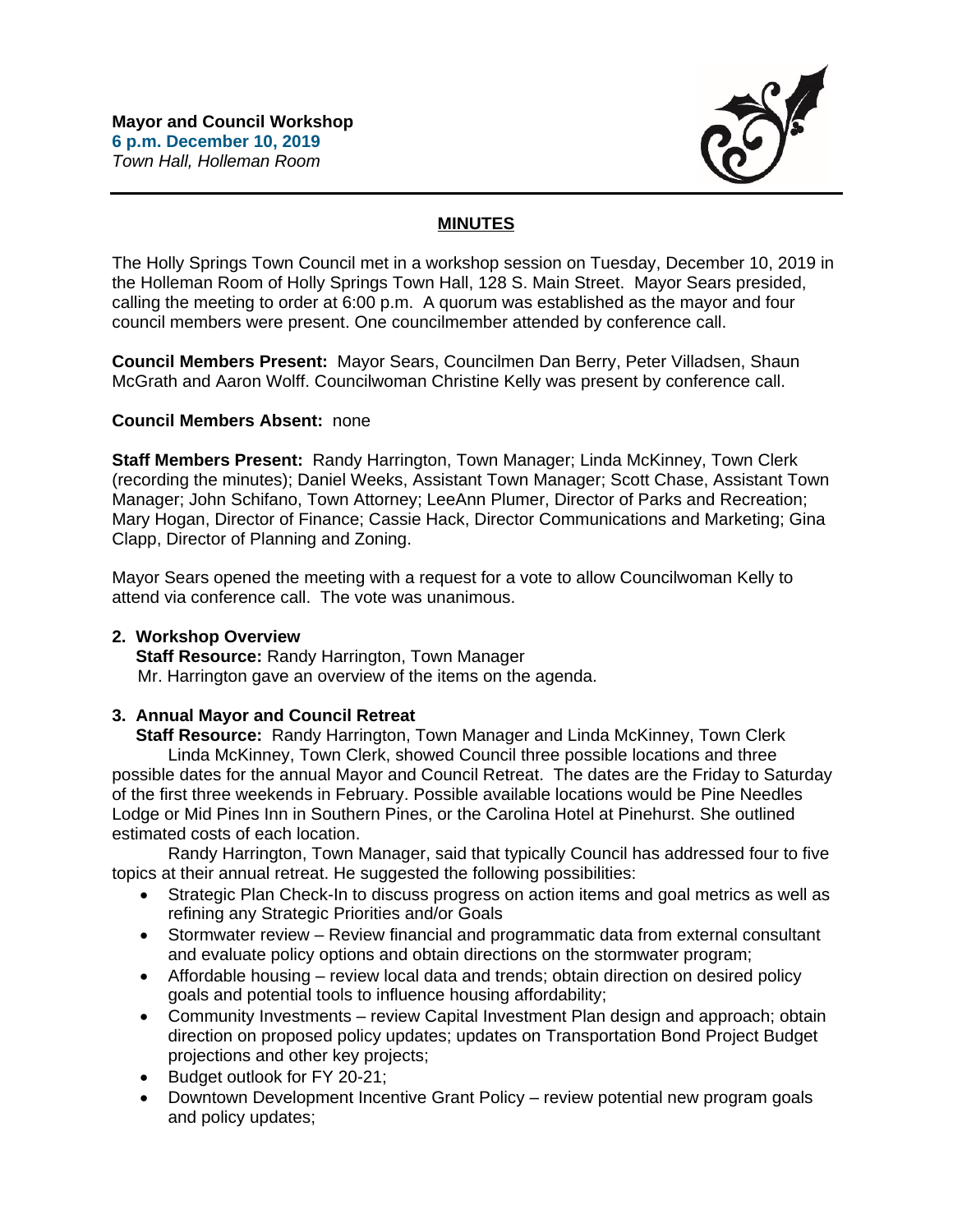**Mayor and Council Workshop**
**6 p.m. December 10, 2019**
*Town Hall, Holleman Room*

## MINUTES

The Holly Springs Town Council met in a workshop session on Tuesday, December 10, 2019 in the Holleman Room of Holly Springs Town Hall, 128 S. Main Street. Mayor Sears presided, calling the meeting to order at 6:00 p.m. A quorum was established as the mayor and four council members were present. One councilmember attended by conference call.

**Council Members Present:** Mayor Sears, Councilmen Dan Berry, Peter Villadsen, Shaun McGrath and Aaron Wolff. Councilwoman Christine Kelly was present by conference call.

**Council Members Absent:** none

**Staff Members Present:** Randy Harrington, Town Manager; Linda McKinney, Town Clerk (recording the minutes); Daniel Weeks, Assistant Town Manager; Scott Chase, Assistant Town Manager; John Schifano, Town Attorney; LeeAnn Plumer, Director of Parks and Recreation; Mary Hogan, Director of Finance; Cassie Hack, Director Communications and Marketing; Gina Clapp, Director of Planning and Zoning.

Mayor Sears opened the meeting with a request for a vote to allow Councilwoman Kelly to attend via conference call. The vote was unanimous.

**2. Workshop Overview**

**Staff Resource:** Randy Harrington, Town Manager
Mr. Harrington gave an overview of the items on the agenda.

**3. Annual Mayor and Council Retreat**

**Staff Resource:** Randy Harrington, Town Manager and Linda McKinney, Town Clerk

Linda McKinney, Town Clerk, showed Council three possible locations and three possible dates for the annual Mayor and Council Retreat. The dates are the Friday to Saturday of the first three weekends in February. Possible available locations would be Pine Needles Lodge or Mid Pines Inn in Southern Pines, or the Carolina Hotel at Pinehurst. She outlined estimated costs of each location.

Randy Harrington, Town Manager, said that typically Council has addressed four to five topics at their annual retreat. He suggested the following possibilities:

- Strategic Plan Check-In to discuss progress on action items and goal metrics as well as refining any Strategic Priorities and/or Goals
- Stormwater review – Review financial and programmatic data from external consultant and evaluate policy options and obtain directions on the stormwater program;
- Affordable housing – review local data and trends; obtain direction on desired policy goals and potential tools to influence housing affordability;
- Community Investments – review Capital Investment Plan design and approach; obtain direction on proposed policy updates; updates on Transportation Bond Project Budget projections and other key projects;
- Budget outlook for FY 20-21;
- Downtown Development Incentive Grant Policy – review potential new program goals and policy updates;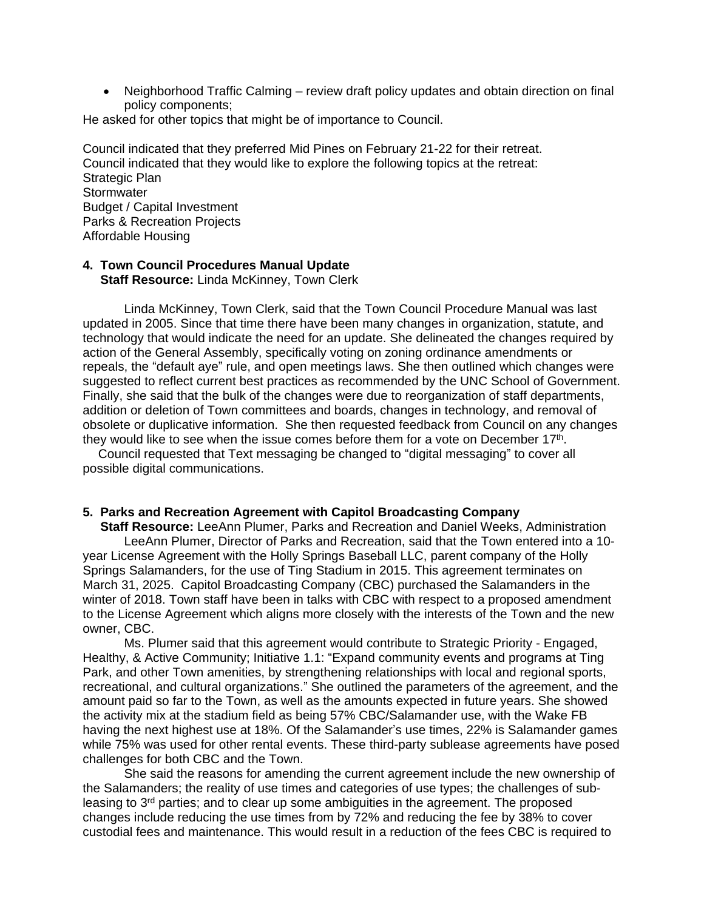- Neighborhood Traffic Calming – review draft policy updates and obtain direction on final policy components;

He asked for other topics that might be of importance to Council.

Council indicated that they preferred Mid Pines on February 21-22 for their retreat.
Council indicated that they would like to explore the following topics at the retreat:
Strategic Plan
Stormwater
Budget / Capital Investment
Parks & Recreation Projects
Affordable Housing

**4. Town Council Procedures Manual Update**
**Staff Resource:** Linda McKinney, Town Clerk

Linda McKinney, Town Clerk, said that the Town Council Procedure Manual was last updated in 2005. Since that time there have been many changes in organization, statute, and technology that would indicate the need for an update. She delineated the changes required by action of the General Assembly, specifically voting on zoning ordinance amendments or repeals, the "default aye" rule, and open meetings laws. She then outlined which changes were suggested to reflect current best practices as recommended by the UNC School of Government. Finally, she said that the bulk of the changes were due to reorganization of staff departments, addition or deletion of Town committees and boards, changes in technology, and removal of obsolete or duplicative information. She then requested feedback from Council on any changes they would like to see when the issue comes before them for a vote on December 17th.

Council requested that Text messaging be changed to "digital messaging" to cover all possible digital communications.

**5. Parks and Recreation Agreement with Capitol Broadcasting Company**
**Staff Resource:** LeeAnn Plumer, Parks and Recreation and Daniel Weeks, Administration

LeeAnn Plumer, Director of Parks and Recreation, said that the Town entered into a 10-year License Agreement with the Holly Springs Baseball LLC, parent company of the Holly Springs Salamanders, for the use of Ting Stadium in 2015. This agreement terminates on March 31, 2025. Capitol Broadcasting Company (CBC) purchased the Salamanders in the winter of 2018. Town staff have been in talks with CBC with respect to a proposed amendment to the License Agreement which aligns more closely with the interests of the Town and the new owner, CBC.

Ms. Plumer said that this agreement would contribute to Strategic Priority - Engaged, Healthy, & Active Community; Initiative 1.1: "Expand community events and programs at Ting Park, and other Town amenities, by strengthening relationships with local and regional sports, recreational, and cultural organizations." She outlined the parameters of the agreement, and the amount paid so far to the Town, as well as the amounts expected in future years. She showed the activity mix at the stadium field as being 57% CBC/Salamander use, with the Wake FB having the next highest use at 18%. Of the Salamander's use times, 22% is Salamander games while 75% was used for other rental events. These third-party sublease agreements have posed challenges for both CBC and the Town.

She said the reasons for amending the current agreement include the new ownership of the Salamanders; the reality of use times and categories of use types; the challenges of sub-leasing to 3rd parties; and to clear up some ambiguities in the agreement. The proposed changes include reducing the use times from by 72% and reducing the fee by 38% to cover custodial fees and maintenance. This would result in a reduction of the fees CBC is required to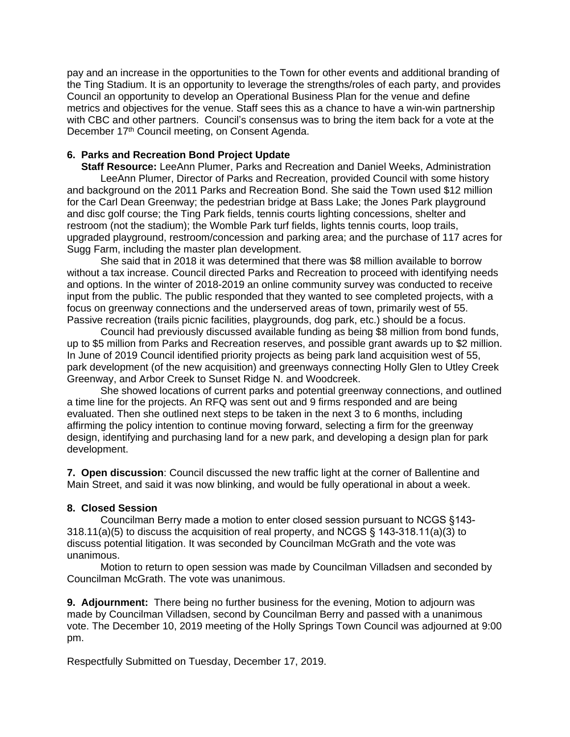pay and an increase in the opportunities to the Town for other events and additional branding of the Ting Stadium. It is an opportunity to leverage the strengths/roles of each party, and provides Council an opportunity to develop an Operational Business Plan for the venue and define metrics and objectives for the venue. Staff sees this as a chance to have a win-win partnership with CBC and other partners. Council's consensus was to bring the item back for a vote at the December 17th Council meeting, on Consent Agenda.

**6. Parks and Recreation Bond Project Update**

**Staff Resource:** LeeAnn Plumer, Parks and Recreation and Daniel Weeks, Administration

LeeAnn Plumer, Director of Parks and Recreation, provided Council with some history and background on the 2011 Parks and Recreation Bond. She said the Town used $12 million for the Carl Dean Greenway; the pedestrian bridge at Bass Lake; the Jones Park playground and disc golf course; the Ting Park fields, tennis courts lighting concessions, shelter and restroom (not the stadium); the Womble Park turf fields, lights tennis courts, loop trails, upgraded playground, restroom/concession and parking area; and the purchase of 117 acres for Sugg Farm, including the master plan development.

She said that in 2018 it was determined that there was $8 million available to borrow without a tax increase. Council directed Parks and Recreation to proceed with identifying needs and options. In the winter of 2018-2019 an online community survey was conducted to receive input from the public. The public responded that they wanted to see completed projects, with a focus on greenway connections and the underserved areas of town, primarily west of 55. Passive recreation (trails picnic facilities, playgrounds, dog park, etc.) should be a focus.

Council had previously discussed available funding as being $8 million from bond funds, up to $5 million from Parks and Recreation reserves, and possible grant awards up to $2 million. In June of 2019 Council identified priority projects as being park land acquisition west of 55, park development (of the new acquisition) and greenways connecting Holly Glen to Utley Creek Greenway, and Arbor Creek to Sunset Ridge N. and Woodcreek.

She showed locations of current parks and potential greenway connections, and outlined a time line for the projects. An RFQ was sent out and 9 firms responded and are being evaluated. Then she outlined next steps to be taken in the next 3 to 6 months, including affirming the policy intention to continue moving forward, selecting a firm for the greenway design, identifying and purchasing land for a new park, and developing a design plan for park development.

**7. Open discussion**: Council discussed the new traffic light at the corner of Ballentine and Main Street, and said it was now blinking, and would be fully operational in about a week.

**8. Closed Session**

Councilman Berry made a motion to enter closed session pursuant to NCGS §143-318.11(a)(5) to discuss the acquisition of real property, and NCGS § 143-318.11(a)(3) to discuss potential litigation. It was seconded by Councilman McGrath and the vote was unanimous.

Motion to return to open session was made by Councilman Villadsen and seconded by Councilman McGrath. The vote was unanimous.

**9. Adjournment:** There being no further business for the evening, Motion to adjourn was made by Councilman Villadsen, second by Councilman Berry and passed with a unanimous vote. The December 10, 2019 meeting of the Holly Springs Town Council was adjourned at 9:00 pm.

Respectfully Submitted on Tuesday, December 17, 2019.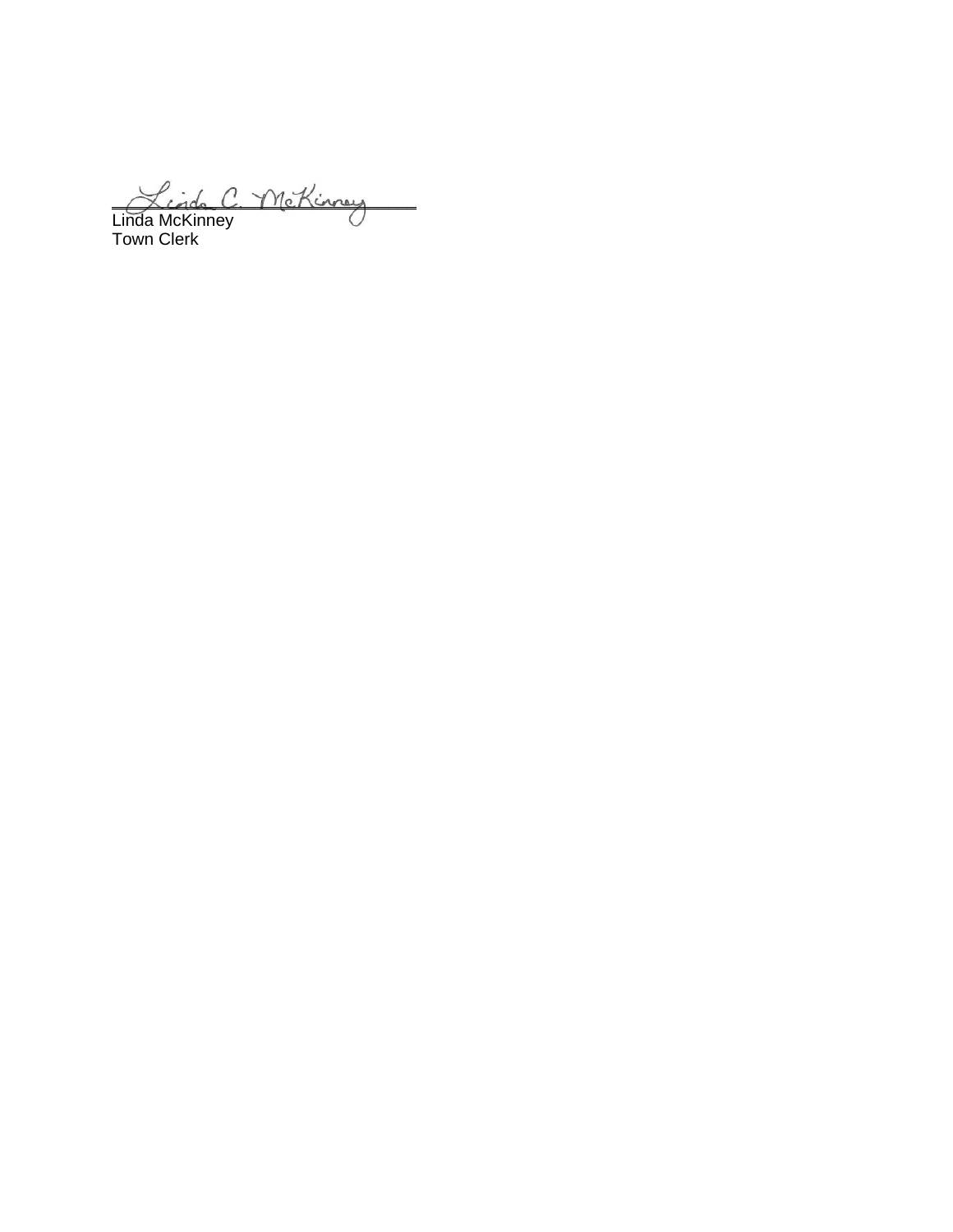Linda McKinney
Town Clerk